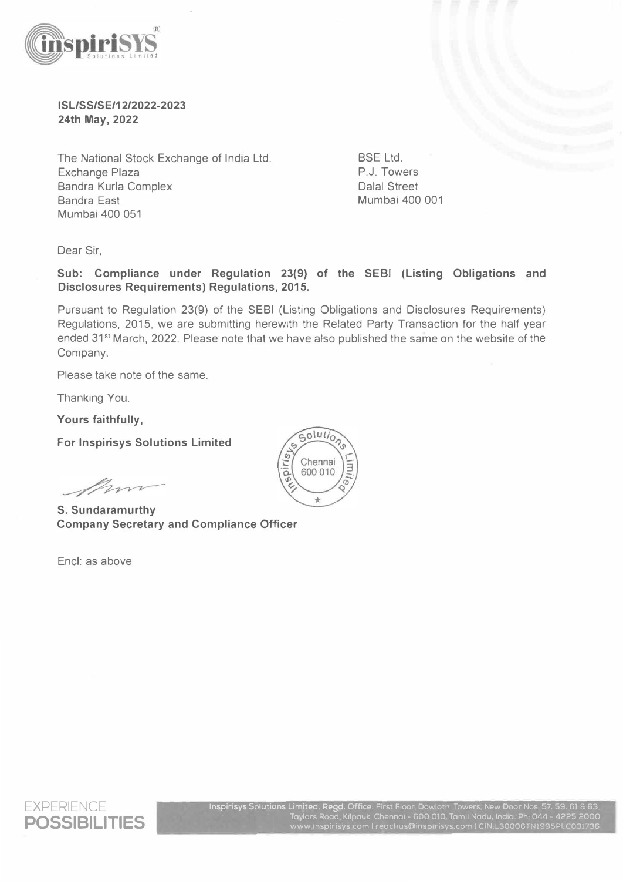**ISL/SS/SE/12/2022-2023**
**24th May, 2022**

The National Stock Exchange of India Ltd.
Exchange Plaza
Bandra Kurla Complex
Bandra East
Mumbai 400 051

BSE Ltd.
P.J. Towers
Dalal Street
Mumbai 400 001

Dear Sir,

**Sub: Compliance under Regulation 23(9) of the SEBI (Listing Obligations and Disclosures Requirements) Regulations, 2015.**

Pursuant to Regulation 23(9) of the SEBI (Listing Obligations and Disclosures Requirements) Regulations, 2015, we are submitting herewith the Related Party Transaction for the half year ended 31st March, 2022. Please note that we have also published the same on the website of the Company.

Please take note of the same.

Thanking You.

**Yours faithfully,**

**For Inspirisys Solutions Limited**

**S. Sundaramurthy**
**Company Secretary and Compliance Officer**

Encl: as above

Inspirisys Solutions Limited. Regd. Office: First Floor, Dowloth Towers, New Door Nos. 57, 59, 61 & 63, Taylors Road, Kilpauk, Chennai - 600 010, Tamil Nadu, India. Ph: 044 - 4225 2000
www.inspirisys.com | reachus@inspirisys.com | CIN:L30006TN1995PLC031736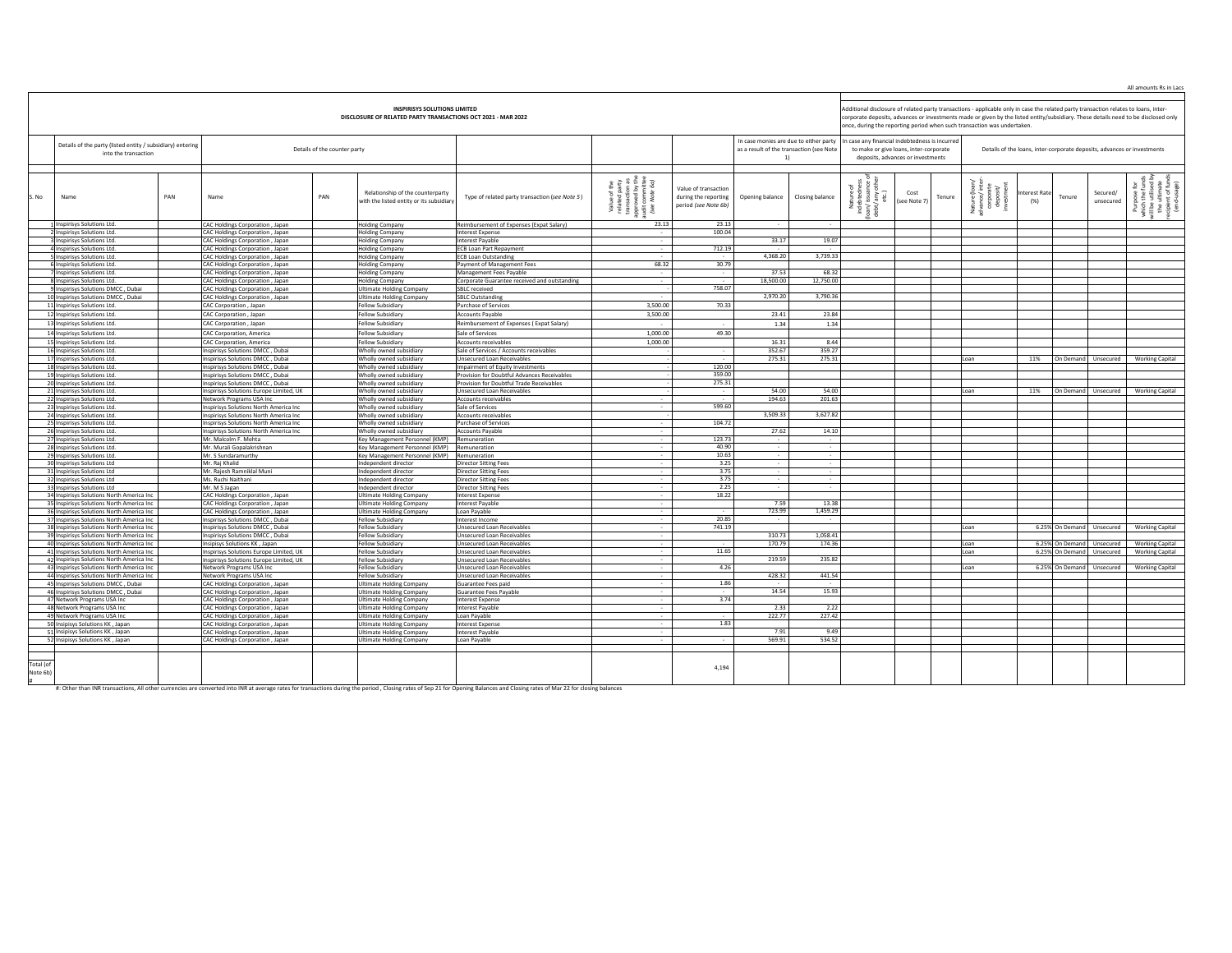All amounts Rs in Lacs

# INSPIRISYS SOLUTIONS LIMITED

## DISCLOSURE OF RELATED PARTY TRANSACTIONS OCT 2021 - MAR 2022

Additional disclosure of related party transactions - applicable only in case the related party transaction relates to loans, inter-corporate deposits, advances or investments made or given by the listed entity/subsidiary. These details need to be disclosed only once, during the reporting period when such transaction was undertaken.

| Details of the party (listed entity / subsidiary) entering into the transaction | | | Details of the counter party | | | | | | In case monies are due to either party as a result of the transaction (see Note 1) | | In case any financial indebtedness is incurred to make or give loans, inter-corporate deposits, advances or investments | | | Details of the loans, inter-corporate deposits, advances or investments | | | | |
|---|---|---|---|---|---|---|---|---|---|---|---|---|---|---|---|---|---|---|
| S. No | Name | PAN | Name | PAN | Relationship of the counterparty with the listed entity or its subsidiary | Type of related party transaction (*see Note 5*) | Value of the related party transaction as approved by the audit committee (*see Note 6a*) | Value of transaction during the reporting period (*see Note 6b*) | Opening balance | Closing balance | Nature of indebtedness (loan/ issuance of debt/ any other etc.) | Cost (see Note 7) | Tenure | Nature (loan/ advance/ inter-corporate deposit/ investment | Interest Rate (%) | Tenure | Secured/ unsecured | Purpose for which the funds will be utilised by the ultimate recipient of funds (end-usage) |
| 1 | Inspirisys Solutions Ltd. | | CAC Holdings Corporation , Japan | | Holding Company | Reimbursement of Expenses (Expat Salary) | 23.13 | 23.13 | - | - | | | | | | | | |
| 2 | Inspirisys Solutions Ltd. | | CAC Holdings Corporation , Japan | | Holding Company | Interest Expense | - | 100.04 | | | | | | | | | | |
| 3 | Inspirisys Solutions Ltd. | | CAC Holdings Corporation , Japan | | Holding Company | Interest Payable | - | - | 33.17 | 19.07 | | | | | | | | |
| 4 | Inspirisys Solutions Ltd. | | CAC Holdings Corporation , Japan | | Holding Company | ECB Loan Part Repayment | - | 712.19 | - | - | | | | | | | | |
| 5 | Inspirisys Solutions Ltd. | | CAC Holdings Corporation , Japan | | Holding Company | ECB Loan Outstanding | - | - | 4,368.20 | 3,739.33 | | | | | | | | |
| 6 | Inspirisys Solutions Ltd. | | CAC Holdings Corporation , Japan | | Holding Company | Payment of Management Fees | 68.32 | 30.79 | | | | | | | | | | |
| 7 | Inspirisys Solutions Ltd. | | CAC Holdings Corporation , Japan | | Holding Company | Management Fees Payable | - | - | 37.53 | 68.32 | | | | | | | | |
| 8 | Inspirisys Solutions Ltd. | | CAC Holdings Corporation , Japan | | Holding Company | Corporate Guarantee received and outstanding | - | - | 18,500.00 | 12,750.00 | | | | | | | | |
| 9 | Inspirisys Solutions DMCC , Dubai | | CAC Holdings Corporation , Japan | | Ultimate Holding Company | SBLC received | - | 758.07 | | | | | | | | | | |
| 10 | Inspirisys Solutions DMCC , Dubai | | CAC Holdings Corporation , Japan | | Ultimate Holding Company | SBLC Outstanding | - | - | 2,970.20 | 3,790.36 | | | | | | | | |
| 11 | Inspirisys Solutions Ltd. | | CAC Corporation , Japan | | Fellow Subsidiary | Purchase of Services | 3,500.00 | 70.33 | | | | | | | | | | |
| 12 | Inspirisys Solutions Ltd. | | CAC Corporation , Japan | | Fellow Subsidiary | Accounts Payable | 3,500.00 | | 23.41 | 23.84 | | | | | | | | |
| 13 | Inspirisys Solutions Ltd. | | CAC Corporation , Japan | | Fellow Subsidiary | Reimbursement of Expenses ( Expat Salary) | - | - | 1.34 | 1.34 | | | | | | | | |
| 14 | Inspirisys Solutions Ltd. | | CAC Corporation, America | | Fellow Subsidiary | Sale of Services | 1,000.00 | 49.30 | | | | | | | | | | |
| 15 | Inspirisys Solutions Ltd. | | CAC Corporation, America | | Fellow Subsidiary | Accounts receivables | 1,000.00 | | 16.31 | 8.44 | | | | | | | | |
| 16 | Inspirisys Solutions Ltd. | | Inspirisys Solutions DMCC , Dubai | | Wholly owned subsidiary | Sale of Services / Accounts receivables | - | - | 352.67 | 359.27 | | | | | | | | |
| 17 | Inspirisys Solutions Ltd. | | Inspirisys Solutions DMCC , Dubai | | Wholly owned subsidiary | Unsecured Loan Receivables | - | | 275.31 | 275.31 | | | | Loan | 11% | On Demand | Unsecured | Working Capital |
| 18 | Inspirisys Solutions Ltd. | | Inspirisys Solutions DMCC , Dubai | | Wholly owned subsidiary | Impairment of Equity Investments | - | 120.00 | | | | | | | | | | |
| 19 | Inspirisys Solutions Ltd. | | Inspirisys Solutions DMCC , Dubai | | Wholly owned subsidiary | Provision for Doubtful Advances Receivables | - | 359.00 | | | | | | | | | | |
| 20 | Inspirisys Solutions Ltd. | | Inspirisys Solutions DMCC , Dubai | | Wholly owned subsidiary | Provision for Doubtful Trade Receivables | - | 275.31 | | | | | | | | | | |
| 21 | Inspirisys Solutions Ltd. | | Inspirisys Solutions Europe Limited, UK | | Wholly owned subsidiary | Unsecured Loan Receivables | - | - | 54.00 | 54.00 | | | | Loan | 11% | On Demand | Unsecured | Working Capital |
| 22 | Inspirisys Solutions Ltd. | | Network Programs USA Inc | | Wholly owned subsidiary | Accounts receivables | - | - | 194.63 | 201.63 | | | | | | | | |
| 23 | Inspirisys Solutions Ltd. | | Inspirisys Solutions North America Inc | | Wholly owned subsidiary | Sale of Services | - | 599.60 | | | | | | | | | | |
| 24 | Inspirisys Solutions Ltd. | | Inspirisys Solutions North America Inc | | Wholly owned subsidiary | Accounts receivables | - | | 3,509.33 | 3,627.82 | | | | | | | | |
| 25 | Inspirisys Solutions Ltd. | | Inspirisys Solutions North America Inc | | Wholly owned subsidiary | Purchase of Services | - | 104.72 | | | | | | | | | | |
| 26 | Inspirisys Solutions Ltd. | | Inspirisys Solutions North America Inc | | Wholly owned subsidiary | Accounts Payable | - | | 27.62 | 14.10 | | | | | | | | |
| 27 | Inspirisys Solutions Ltd. | | Mr. Malcolm F. Mehta | | Key Management Personnel (KMP) | Remuneration | - | 123.73 | - | - | | | | | | | | |
| 28 | Inspirisys Solutions Ltd. | | Mr. Murali Gopalakrishnan | | Key Management Personnel (KMP) | Remuneration | - | 40.90 | - | - | | | | | | | | |
| 29 | Inspirisys Solutions Ltd. | | Mr. S Sundaramurthy | | Key Management Personnel (KMP) | Remuneration | - | 10.63 | - | - | | | | | | | | |
| 30 | Inspirisys Solutions Ltd | | Mr. Raj Khalid | | Independent director | Director Sitting Fees | - | 3.25 | - | - | | | | | | | | |
| 31 | Inspirisys Solutions Ltd | | Mr. Rajesh Ramniklal Muni | | Independent director | Director Sitting Fees | - | 3.75 | - | - | | | | | | | | |
| 32 | Inspirisys Solutions Ltd | | Ms. Ruchi Naithani | | Independent director | Director Sitting Fees | - | 3.75 | - | - | | | | | | | | |
| 33 | Inspirisys Solutions Ltd | | Mr. M S Jagan | | Independent director | Director Sitting Fees | - | 2.25 | - | - | | | | | | | | |
| 34 | Inspirisys Solutions North America Inc | | CAC Holdings Corporation , Japan | | Ultimate Holding Company | Interest Expense | - | 18.22 | | | | | | | | | | |
| 35 | Inspirisys Solutions North America Inc | | CAC Holdings Corporation , Japan | | Ultimate Holding Company | Interest Payable | - | - | 7.59 | 13.38 | | | | | | | | |
| 36 | Inspirisys Solutions North America Inc | | CAC Holdings Corporation , Japan | | Ultimate Holding Company | Loan Payable | - | - | 723.99 | 1,459.29 | | | | | | | | |
| 37 | Inspirisys Solutions North America Inc | | Inspirisys Solutions DMCC , Dubai | | Fellow Subsidiary | Interest Income | - | 20.85 | - | - | | | | | | | | |
| 38 | Inspirisys Solutions North America Inc | | Inspirisys Solutions DMCC , Dubai | | Fellow Subsidiary | Unsecured Loan Receivables | - | 741.19 | | | | | | Loan | 6.25% | On Demand | Unsecured | Working Capital |
| 39 | Inspirisys Solutions North America Inc | | Inspirisys Solutions DMCC , Dubai | | Fellow Subsidiary | Unsecured Loan Receivables | - | | 310.73 | 1,058.41 | | | | | | | | |
| 40 | Inspirisys Solutions North America Inc | | Insipisys Solutions KK , Japan | | Fellow Subsidiary | Unsecured Loan Receivables | - | - | 170.79 | 174.36 | | | | Loan | 6.25% | On Demand | Unsecured | Working Capital |
| 41 | Inspirisys Solutions North America Inc | | Inspirisys Solutions Europe Limited, UK | | Fellow Subsidiary | Unsecured Loan Receivables | - | 11.65 | | | | | | Loan | 6.25% | On Demand | Unsecured | Working Capital |
| 42 | Inspirisys Solutions North America Inc | | Inspirisys Solutions Europe Limited, UK | | Fellow Subsidiary | Unsecured Loan Receivables | - | | 219.59 | 235.82 | | | | | | | | |
| 43 | Inspirisys Solutions North America Inc | | Network Programs USA Inc | | Fellow Subsidiary | Unsecured Loan Receivables | - | 4.26 | | | | | | Loan | 6.25% | On Demand | Unsecured | Working Capital |
| 44 | Inspirisys Solutions North America Inc | | Network Programs USA Inc | | Fellow Subsidiary | Unsecured Loan Receivables | - | | 428.32 | 441.54 | | | | | | | | |
| 45 | Inspirisys Solutions DMCC , Dubai | | CAC Holdings Corporation , Japan | | Ultimate Holding Company | Guarantee Fees paid | - | 1.86 | - | - | | | | | | | | |
| 46 | Inspirisys Solutions DMCC , Dubai | | CAC Holdings Corporation , Japan | | Ultimate Holding Company | Guarantee Fees Payable | - | - | 14.54 | 15.93 | | | | | | | | |
| 47 | Network Programs USA Inc | | CAC Holdings Corporation , Japan | | Ultimate Holding Company | Interest Expense | - | 3.74 | | | | | | | | | | |
| 48 | Network Programs USA Inc | | CAC Holdings Corporation , Japan | | Ultimate Holding Company | Interest Payable | - | - | 2.33 | 2.22 | | | | | | | | |
| 49 | Network Programs USA Inc | | CAC Holdings Corporation , Japan | | Ultimate Holding Company | Loan Payable | - | - | 222.77 | 227.42 | | | | | | | | |
| 50 | Insipisys Solutions KK , Japan | | CAC Holdings Corporation , Japan | | Ultimate Holding Company | Interest Expense | - | 1.83 | | | | | | | | | | |
| 51 | Insipisys Solutions KK , Japan | | CAC Holdings Corporation , Japan | | Ultimate Holding Company | Interest Payable | - | - | 7.91 | 9.49 | | | | | | | | |
| 52 | Insipisys Solutions KK , Japan | | CAC Holdings Corporation , Japan | | Ultimate Holding Company | Loan Payable | - | - | 569.91 | 534.52 | | | | | | | | |
| Total (of Note 6b) # | | | | | | | | 4,194 | | | | | | | | | | |

#: Other than INR transactions, All other currencies are converted into INR at average rates for transactions during the period , Closing rates of Sep 21 for Opening Balances and Closing rates of Mar 22 for closing balances